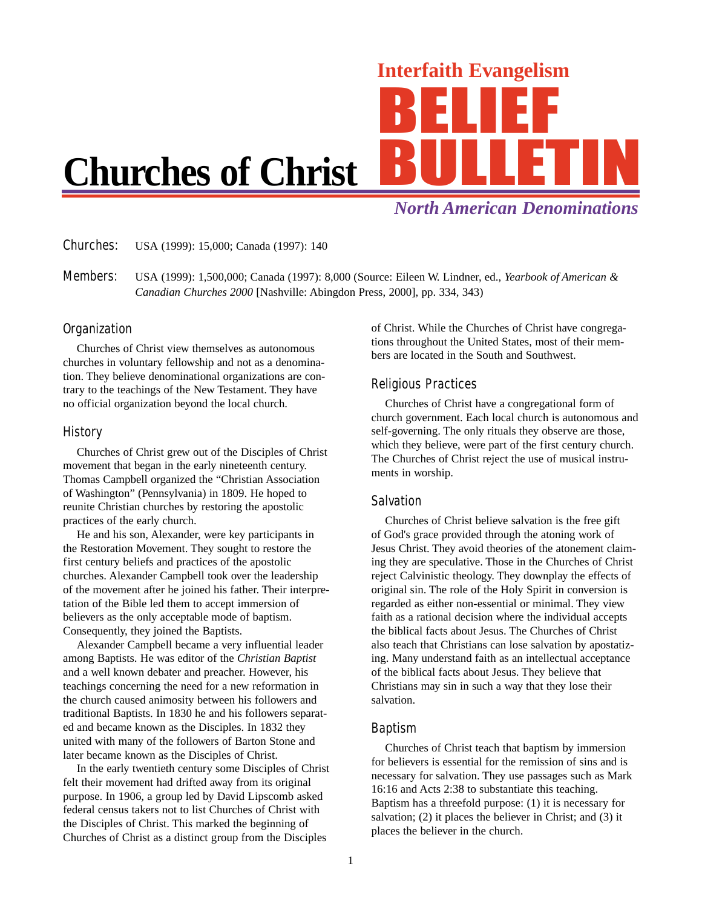Interfaith Evangelism

# BELIEF BULLETIN

*North American Denominations*

# Churches of Christ

**Churches:** USA (1999): 15,000; Canada (1997): 140

**Members:** USA (1999): 1,500,000; Canada (1997): 8,000 (Source: Eileen W. Lindner, ed., *Yearbook of American & Canadian Churches 2000* [Nashville: Abingdon Press, 2000], pp. 334, 343)

## Organization

Churches of Christ view themselves as autonomous churches in voluntary fellowship and not as a denomination. They believe denominational organizations are contrary to the teachings of the New Testament. They have no official organization beyond the local church.

## History

Churches of Christ grew out of the Disciples of Christ movement that began in the early nineteenth century. Thomas Campbell organized the "Christian Association of Washington" (Pennsylvania) in 1809. He hoped to reunite Christian churches by restoring the apostolic practices of the early church.

He and his son, Alexander, were key participants in the Restoration Movement. They sought to restore the first century beliefs and practices of the apostolic churches. Alexander Campbell took over the leadership of the movement after he joined his father. Their interpretation of the Bible led them to accept immersion of believers as the only acceptable mode of baptism. Consequently, they joined the Baptists.

Alexander Campbell became a very influential leader among Baptists. He was editor of the *Christian Baptist* and a well known debater and preacher. However, his teachings concerning the need for a new reformation in the church caused animosity between his followers and traditional Baptists. In 1830 he and his followers separated and became known as the Disciples. In 1832 they united with many of the followers of Barton Stone and later became known as the Disciples of Christ.

In the early twentieth century some Disciples of Christ felt their movement had drifted away from its original purpose. In 1906, a group led by David Lipscomb asked federal census takers not to list Churches of Christ with the Disciples of Christ. This marked the beginning of Churches of Christ as a distinct group from the Disciples of Christ. While the Churches of Christ have congregations throughout the United States, most of their members are located in the South and Southwest.

## Religious Practices

Churches of Christ have a congregational form of church government. Each local church is autonomous and self-governing. The only rituals they observe are those, which they believe, were part of the first century church. The Churches of Christ reject the use of musical instruments in worship.

## Salvation

Churches of Christ believe salvation is the free gift of God's grace provided through the atoning work of Jesus Christ. They avoid theories of the atonement claiming they are speculative. Those in the Churches of Christ reject Calvinistic theology. They downplay the effects of original sin. The role of the Holy Spirit in conversion is regarded as either non-essential or minimal. They view faith as a rational decision where the individual accepts the biblical facts about Jesus. The Churches of Christ also teach that Christians can lose salvation by apostatizing. Many understand faith as an intellectual acceptance of the biblical facts about Jesus. They believe that Christians may sin in such a way that they lose their salvation.

## Baptism

Churches of Christ teach that baptism by immersion for believers is essential for the remission of sins and is necessary for salvation. They use passages such as Mark 16:16 and Acts 2:38 to substantiate this teaching. Baptism has a threefold purpose: (1) it is necessary for salvation; (2) it places the believer in Christ; and (3) it places the believer in the church.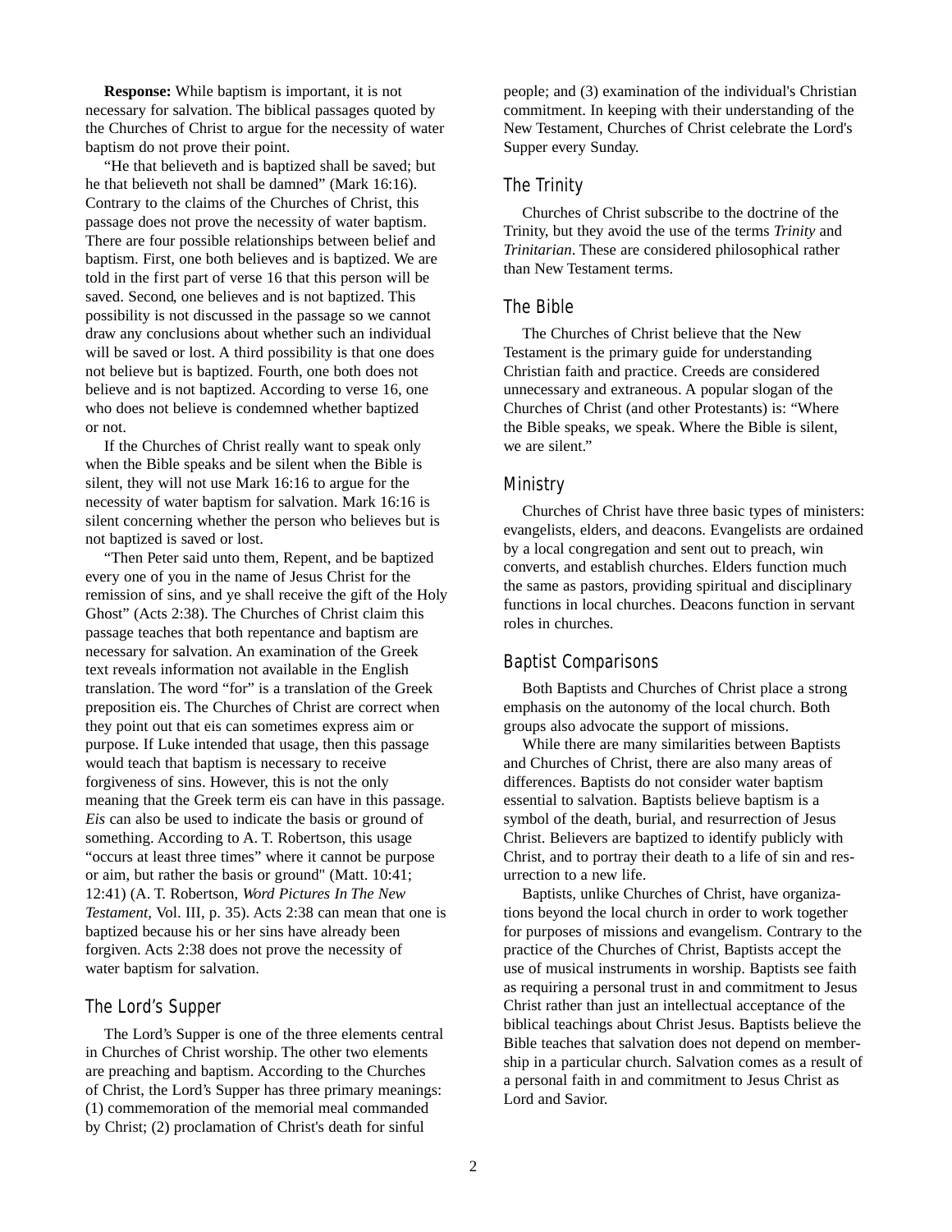**Response:** While baptism is important, it is not necessary for salvation. The biblical passages quoted by the Churches of Christ to argue for the necessity of water baptism do not prove their point.

"He that believeth and is baptized shall be saved; but he that believeth not shall be damned" (Mark 16:16). Contrary to the claims of the Churches of Christ, this passage does not prove the necessity of water baptism. There are four possible relationships between belief and baptism. First, one both believes and is baptized. We are told in the first part of verse 16 that this person will be saved. Second, one believes and is not baptized. This possibility is not discussed in the passage so we cannot draw any conclusions about whether such an individual will be saved or lost. A third possibility is that one does not believe but is baptized. Fourth, one both does not believe and is not baptized. According to verse 16, one who does not believe is condemned whether baptized or not.

If the Churches of Christ really want to speak only when the Bible speaks and be silent when the Bible is silent, they will not use Mark 16:16 to argue for the necessity of water baptism for salvation. Mark 16:16 is silent concerning whether the person who believes but is not baptized is saved or lost.

"Then Peter said unto them, Repent, and be baptized every one of you in the name of Jesus Christ for the remission of sins, and ye shall receive the gift of the Holy Ghost" (Acts 2:38). The Churches of Christ claim this passage teaches that both repentance and baptism are necessary for salvation. An examination of the Greek text reveals information not available in the English translation. The word "for" is a translation of the Greek preposition eis. The Churches of Christ are correct when they point out that eis can sometimes express aim or purpose. If Luke intended that usage, then this passage would teach that baptism is necessary to receive forgiveness of sins. However, this is not the only meaning that the Greek term eis can have in this passage. *Eis* can also be used to indicate the basis or ground of something. According to A. T. Robertson, this usage "occurs at least three times" where it cannot be purpose or aim, but rather the basis or ground" (Matt. 10:41; 12:41) (A. T. Robertson, *Word Pictures In The New Testament,* Vol. III, p. 35). Acts 2:38 can mean that one is baptized because his or her sins have already been forgiven. Acts 2:38 does not prove the necessity of water baptism for salvation.

## The Lord's Supper

The Lord's Supper is one of the three elements central in Churches of Christ worship. The other two elements are preaching and baptism. According to the Churches of Christ, the Lord's Supper has three primary meanings: (1) commemoration of the memorial meal commanded by Christ; (2) proclamation of Christ's death for sinful people; and (3) examination of the individual's Christian commitment. In keeping with their understanding of the New Testament, Churches of Christ celebrate the Lord's Supper every Sunday.

## The Trinity

Churches of Christ subscribe to the doctrine of the Trinity, but they avoid the use of the terms *Trinity* and *Trinitarian*. These are considered philosophical rather than New Testament terms.

## The Bible

The Churches of Christ believe that the New Testament is the primary guide for understanding Christian faith and practice. Creeds are considered unnecessary and extraneous. A popular slogan of the Churches of Christ (and other Protestants) is: "Where the Bible speaks, we speak. Where the Bible is silent, we are silent."

## Ministry

Churches of Christ have three basic types of ministers: evangelists, elders, and deacons. Evangelists are ordained by a local congregation and sent out to preach, win converts, and establish churches. Elders function much the same as pastors, providing spiritual and disciplinary functions in local churches. Deacons function in servant roles in churches.

## Baptist Comparisons

Both Baptists and Churches of Christ place a strong emphasis on the autonomy of the local church. Both groups also advocate the support of missions.

While there are many similarities between Baptists and Churches of Christ, there are also many areas of differences. Baptists do not consider water baptism essential to salvation. Baptists believe baptism is a symbol of the death, burial, and resurrection of Jesus Christ. Believers are baptized to identify publicly with Christ, and to portray their death to a life of sin and resurrection to a new life.

Baptists, unlike Churches of Christ, have organizations beyond the local church in order to work together for purposes of missions and evangelism. Contrary to the practice of the Churches of Christ, Baptists accept the use of musical instruments in worship. Baptists see faith as requiring a personal trust in and commitment to Jesus Christ rather than just an intellectual acceptance of the biblical teachings about Christ Jesus. Baptists believe the Bible teaches that salvation does not depend on membership in a particular church. Salvation comes as a result of a personal faith in and commitment to Jesus Christ as Lord and Savior.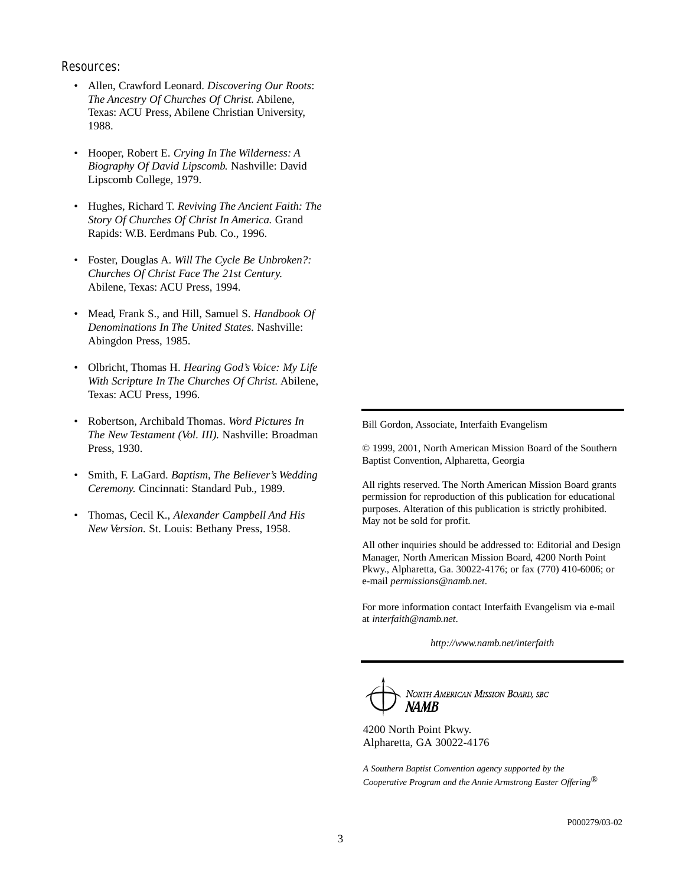## Resources:

- Allen, Crawford Leonard. *Discovering Our Roots*: *The Ancestry Of Churches Of Christ.* Abilene, Texas: ACU Press, Abilene Christian University, 1988.
- Hooper, Robert E. *Crying In The Wilderness: A Biography Of David Lipscomb.* Nashville: David Lipscomb College, 1979.
- Hughes, Richard T. *Reviving The Ancient Faith: The Story Of Churches Of Christ In America.* Grand Rapids: W.B. Eerdmans Pub. Co., 1996.
- Foster, Douglas A. *Will The Cycle Be Unbroken?: Churches Of Christ Face The 21st Century.* Abilene, Texas: ACU Press, 1994.
- Mead, Frank S., and Hill, Samuel S. *Handbook Of Denominations In The United States.* Nashville: Abingdon Press, 1985.
- Olbricht, Thomas H. *Hearing God's Voice: My Life With Scripture In The Churches Of Christ.* Abilene, Texas: ACU Press, 1996.
- Robertson, Archibald Thomas. *Word Pictures In The New Testament (Vol. III).* Nashville: Broadman Press, 1930.
- Smith, F. LaGard. *Baptism, The Believer's Wedding Ceremony.* Cincinnati: Standard Pub., 1989.
- Thomas, Cecil K., *Alexander Campbell And His New Version.* St. Louis: Bethany Press, 1958.

---

Bill Gordon, Associate, Interfaith Evangelism

© 1999, 2001, North American Mission Board of the Southern Baptist Convention, Alpharetta, Georgia

All rights reserved. The North American Mission Board grants permission for reproduction of this publication for educational purposes. Alteration of this publication is strictly prohibited. May not be sold for profit.

All other inquiries should be addressed to: Editorial and Design Manager, North American Mission Board, 4200 North Point Pkwy., Alpharetta, Ga. 30022-4176; or fax (770) 410-6006; or e-mail *permissions@namb.net*.

For more information contact Interfaith Evangelism via e-mail at *interfaith@namb.net*.

*http://www.namb.net/interfaith*

---

NORTH AMERICAN MISSION BOARD, SBC
**NAMB**

4200 North Point Pkwy.
Alpharetta, GA 30022-4176

*A Southern Baptist Convention agency supported by the Cooperative Program and the Annie Armstrong Easter Offering®*

P000279/03-02